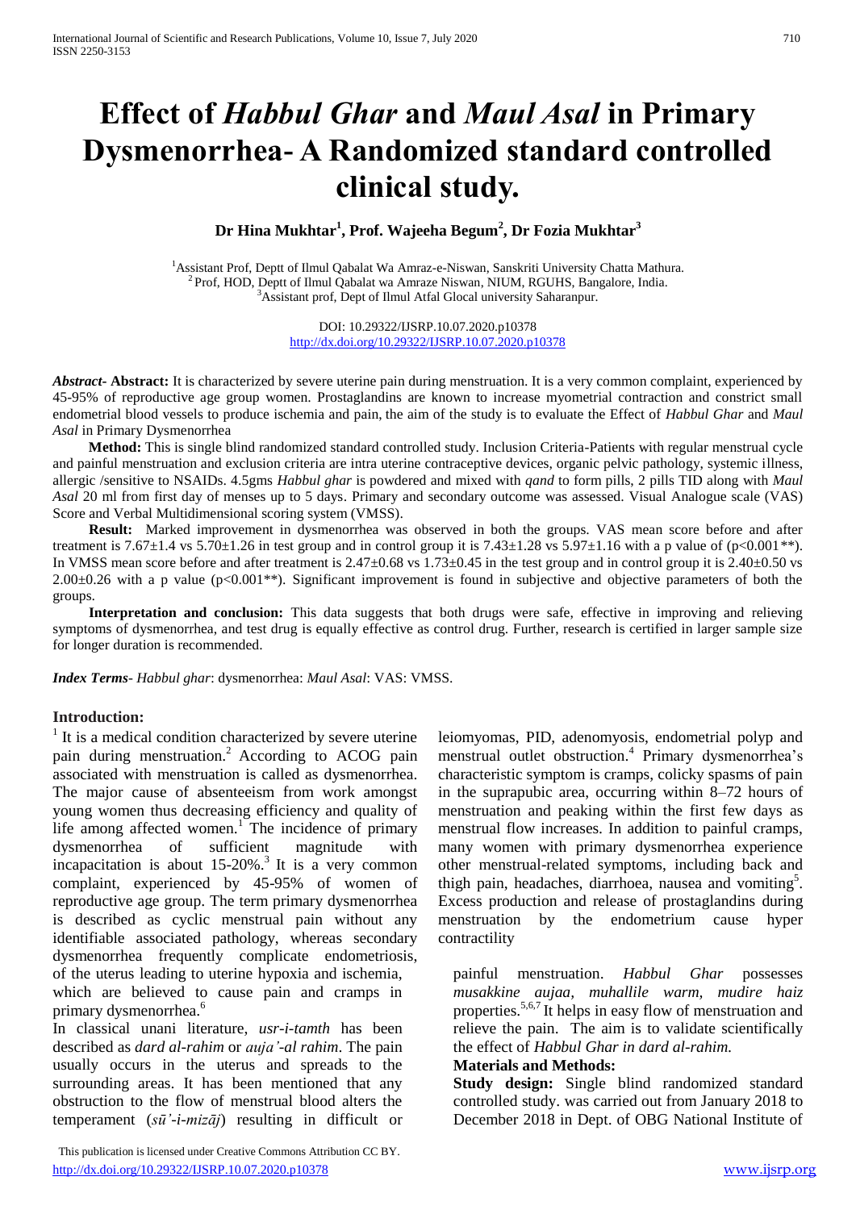# Effect of *Habbul Ghar* and *Maul Asal* in Primary Dysmenorrhea- A Randomized standard controlled clinical study.

**Dr Hina Mukhtar[1], Prof. Wajeeha Begum[2], Dr Fozia Mukhtar[3]**

[1]Assistant Prof, Deptt of Ilmul Qabalat Wa Amraz-e-Niswan, Sanskriti University Chatta Mathura.
[2]Prof, HOD, Deptt of Ilmul Qabalat wa Amraze Niswan, NIUM, RGUHS, Bangalore, India.
[3]Assistant prof, Dept of Ilmul Atfal Glocal university Saharanpur.

DOI: 10.29322/IJSRP.10.07.2020.p10378
http://dx.doi.org/10.29322/IJSRP.10.07.2020.p10378

***Abstract-*** **Abstract:** It is characterized by severe uterine pain during menstruation. It is a very common complaint, experienced by 45-95% of reproductive age group women. Prostaglandins are known to increase myometrial contraction and constrict small endometrial blood vessels to produce ischemia and pain, the aim of the study is to evaluate the Effect of *Habbul Ghar* and *Maul Asal* in Primary Dysmenorrhea

**Method:** This is single blind randomized standard controlled study. Inclusion Criteria-Patients with regular menstrual cycle and painful menstruation and exclusion criteria are intra uterine contraceptive devices, organic pelvic pathology, systemic illness, allergic /sensitive to NSAIDs. 4.5gms *Habbul ghar* is powdered and mixed with *qand* to form pills, 2 pills TID along with *Maul Asal* 20 ml from first day of menses up to 5 days. Primary and secondary outcome was assessed. Visual Analogue scale (VAS) Score and Verbal Multidimensional scoring system (VMSS).

**Result:** Marked improvement in dysmenorrhea was observed in both the groups. VAS mean score before and after treatment is 7.67±1.4 vs 5.70±1.26 in test group and in control group it is 7.43±1.28 vs 5.97±1.16 with a p value of ($p<0.001$**). In VMSS mean score before and after treatment is 2.47±0.68 vs 1.73±0.45 in the test group and in control group it is 2.40±0.50 vs 2.00±0.26 with a p value ($p<0.001$**). Significant improvement is found in subjective and objective parameters of both the groups.

**Interpretation and conclusion:** This data suggests that both drugs were safe, effective in improving and relieving symptoms of dysmenorrhea, and test drug is equally effective as control drug. Further, research is certified in larger sample size for longer duration is recommended.

***Index Terms****- Habbul ghar*: dysmenorrhea: *Maul Asal*: VAS: VMSS.

## Introduction:

[1] It is a medical condition characterized by severe uterine pain during menstruation.[2] According to ACOG pain associated with menstruation is called as dysmenorrhea. The major cause of absenteeism from work amongst young women thus decreasing efficiency and quality of life among affected women.[1] The incidence of primary dysmenorrhea of sufficient magnitude with incapacitation is about 15-20%.[3] It is a very common complaint, experienced by 45-95% of women of reproductive age group. The term primary dysmenorrhea is described as cyclic menstrual pain without any identifiable associated pathology, whereas secondary dysmenorrhea frequently complicate endometriosis, leiomyomas, PID, adenomyosis, endometrial polyp and menstrual outlet obstruction.[4] Primary dysmenorrhea's characteristic symptom is cramps, colicky spasms of pain in the suprapubic area, occurring within 8–72 hours of menstruation and peaking within the first few days as menstrual flow increases. In addition to painful cramps, many women with primary dysmenorrhea experience other menstrual-related symptoms, including back and thigh pain, headaches, diarrhoea, nausea and vomiting[5]. Excess production and release of prostaglandins during menstruation by the endometrium cause hyper contractility of the uterus leading to uterine hypoxia and ischemia, which are believed to cause pain and cramps in primary dysmenorrhea.[6]

In classical unani literature, *usr-i-tamth* has been described as *dard al-rahim* or *auja'-al rahim*. The pain usually occurs in the uterus and spreads to the surrounding areas. It has been mentioned that any obstruction to the flow of menstrual blood alters the temperament (*sū'-i-mizāj*) resulting in difficult or painful menstruation. *Habbul Ghar* possesses *musakkine aujaa*, *muhallile warm*, *mudire haiz* properties.[5,6,7] It helps in easy flow of menstruation and relieve the pain. The aim is to validate scientifically the effect of *Habbul Ghar in dard al-rahim.*

## Materials and Methods:

**Study design:** Single blind randomized standard controlled study. was carried out from January 2018 to December 2018 in Dept. of OBG National Institute of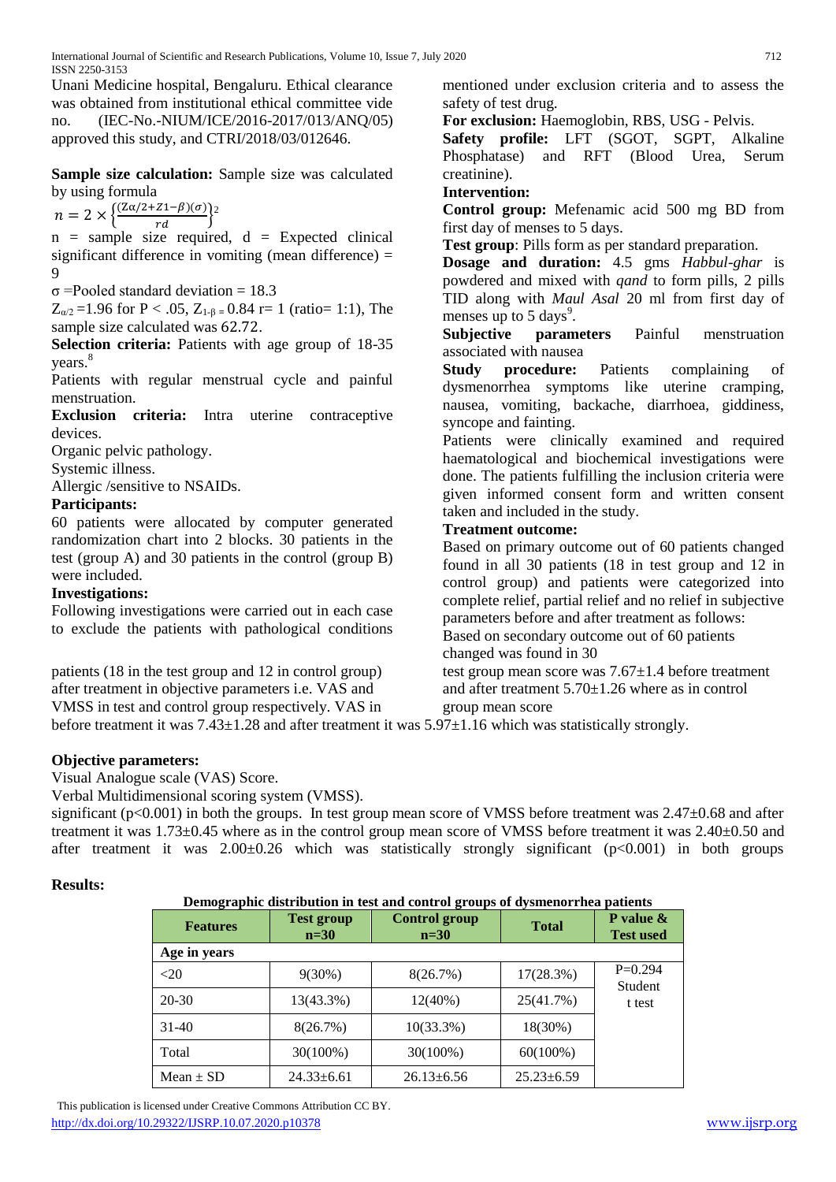Unani Medicine hospital, Bengaluru. Ethical clearance was obtained from institutional ethical committee vide no. (IEC-No.-NIUM/ICE/2016-2017/013/ANQ/05) approved this study, and CTRI/2018/03/012646.

**Sample size calculation:** Sample size was calculated by using formula

$$n = 2 \times \left\{\frac{(Z\alpha/2+Z1-\beta)(\sigma)}{rd}\right\}^2$$

n = sample size required, d = Expected clinical significant difference in vomiting (mean difference) = 9

σ =Pooled standard deviation = 18.3

$Z_{\alpha/2}$ =1.96 for P < .05, $Z_{1-\beta}$ = 0.84 r= 1 (ratio= 1:1), The sample size calculated was 62.72.

**Selection criteria:** Patients with age group of 18-35 years.[8]

Patients with regular menstrual cycle and painful menstruation.

**Exclusion criteria:** Intra uterine contraceptive devices.

Organic pelvic pathology.

Systemic illness.

Allergic /sensitive to NSAIDs.

**Participants:**

60 patients were allocated by computer generated randomization chart into 2 blocks. 30 patients in the test (group A) and 30 patients in the control (group B) were included.

**Investigations:**

Following investigations were carried out in each case to exclude the patients with pathological conditions mentioned under exclusion criteria and to assess the safety of test drug.

**For exclusion:** Haemoglobin, RBS, USG - Pelvis.

**Safety profile:** LFT (SGOT, SGPT, Alkaline Phosphatase) and RFT (Blood Urea, Serum creatinine).

**Intervention:**

**Control group:** Mefenamic acid 500 mg BD from first day of menses to 5 days.

**Test group**: Pills form as per standard preparation.

**Dosage and duration:** 4.5 gms *Habbul-ghar* is powdered and mixed with *qand* to form pills, 2 pills TID along with *Maul Asal* 20 ml from first day of menses up to 5 days[9].

**Subjective parameters** Painful menstruation associated with nausea

**Study procedure:** Patients complaining of dysmenorrhea symptoms like uterine cramping, nausea, vomiting, backache, diarrhoea, giddiness, syncope and fainting.

Patients were clinically examined and required haematological and biochemical investigations were done. The patients fulfilling the inclusion criteria were given informed consent form and written consent taken and included in the study.

**Treatment outcome:**

Based on primary outcome out of 60 patients changed found in all 30 patients (18 in test group and 12 in control group) and patients were categorized into complete relief, partial relief and no relief in subjective parameters before and after treatment as follows:

Based on secondary outcome out of 60 patients changed was found in 30 patients (18 in the test group and 12 in control group) after treatment in objective parameters i.e. VAS and VMSS in test and control group respectively. VAS in test group mean score was 7.67±1.4 before treatment and after treatment 5.70±1.26 where as in control group mean score before treatment it was 7.43±1.28 and after treatment it was 5.97±1.16 which was statistically strongly.

**Objective parameters:**

Visual Analogue scale (VAS) Score.

Verbal Multidimensional scoring system (VMSS).

significant (p<0.001) in both the groups. In test group mean score of VMSS before treatment was 2.47±0.68 and after treatment it was 1.73±0.45 where as in the control group mean score of VMSS before treatment it was 2.40±0.50 and after treatment it was 2.00±0.26 which was statistically strongly significant (p<0.001) in both groups

**Results:**

**Demographic distribution in test and control groups of dysmenorrhea patients**

| Features | Test group n=30 | Control group n=30 | Total | P value & Test used |
|---|---|---|---|---|
| Age in years | | | | |
| <20 | 9(30%) | 8(26.7%) | 17(28.3%) | P=0.294 Student t test |
| 20-30 | 13(43.3%) | 12(40%) | 25(41.7%) | |
| 31-40 | 8(26.7%) | 10(33.3%) | 18(30%) | |
| Total | 30(100%) | 30(100%) | 60(100%) | |
| Mean ± SD | 24.33±6.61 | 26.13±6.56 | 25.23±6.59 | |

This publication is licensed under Creative Commons Attribution CC BY.

http://dx.doi.org/10.29322/IJSRP.10.07.2020.p10378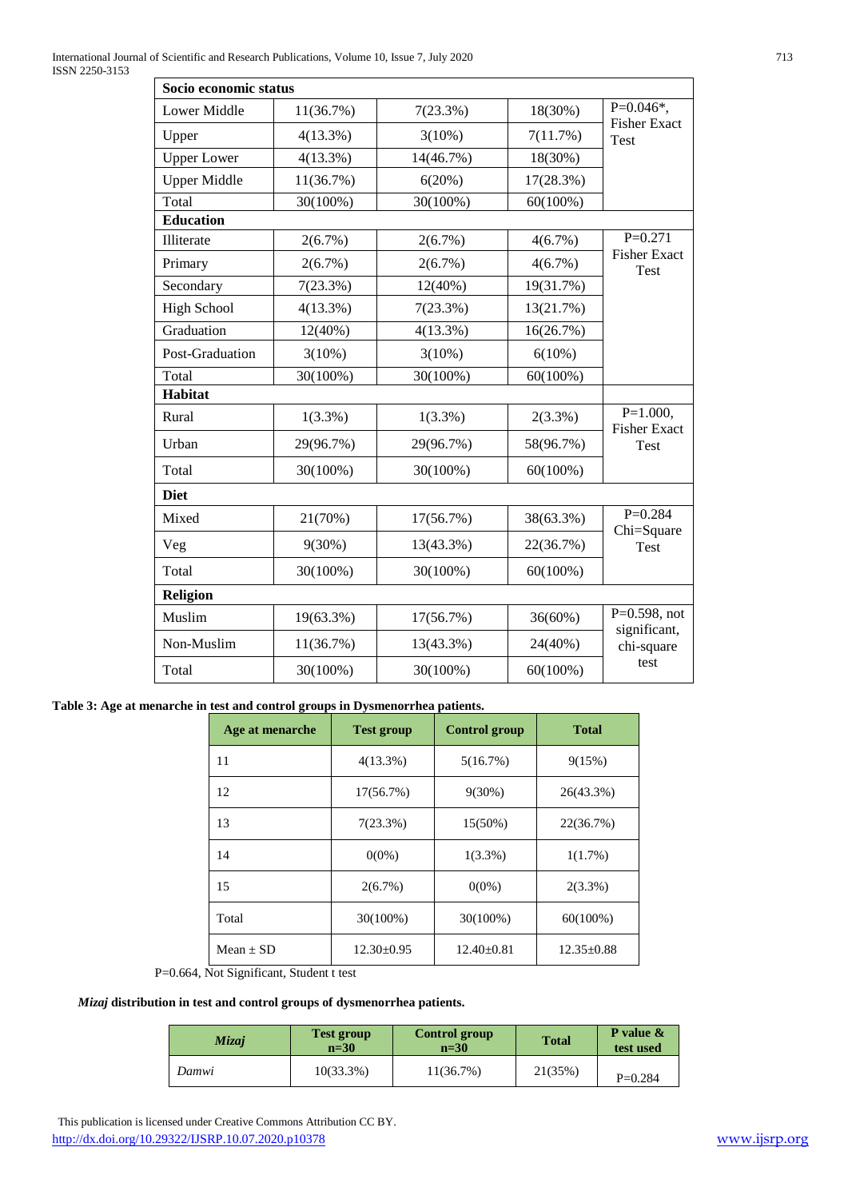| Socio economic status | | | | |
|---|---|---|---|---|
| Lower Middle | 11(36.7%) | 7(23.3%) | 18(30%) | P=0.046*, Fisher Exact Test |
| Upper | 4(13.3%) | 3(10%) | 7(11.7%) | |
| Upper Lower | 4(13.3%) | 14(46.7%) | 18(30%) | |
| Upper Middle | 11(36.7%) | 6(20%) | 17(28.3%) | |
| Total | 30(100%) | 30(100%) | 60(100%) | |
| **Education** | | | | |
| Illiterate | 2(6.7%) | 2(6.7%) | 4(6.7%) | P=0.271 Fisher Exact Test |
| Primary | 2(6.7%) | 2(6.7%) | 4(6.7%) | |
| Secondary | 7(23.3%) | 12(40%) | 19(31.7%) | |
| High School | 4(13.3%) | 7(23.3%) | 13(21.7%) | |
| Graduation | 12(40%) | 4(13.3%) | 16(26.7%) | |
| Post-Graduation | 3(10%) | 3(10%) | 6(10%) | |
| Total | 30(100%) | 30(100%) | 60(100%) | |
| **Habitat** | | | | |
| Rural | 1(3.3%) | 1(3.3%) | 2(3.3%) | P=1.000, Fisher Exact Test |
| Urban | 29(96.7%) | 29(96.7%) | 58(96.7%) | |
| Total | 30(100%) | 30(100%) | 60(100%) | |
| **Diet** | | | | |
| Mixed | 21(70%) | 17(56.7%) | 38(63.3%) | P=0.284 Chi=Square Test |
| Veg | 9(30%) | 13(43.3%) | 22(36.7%) | |
| Total | 30(100%) | 30(100%) | 60(100%) | |
| **Religion** | | | | |
| Muslim | 19(63.3%) | 17(56.7%) | 36(60%) | P=0.598, not significant, chi-square test |
| Non-Muslim | 11(36.7%) | 13(43.3%) | 24(40%) | |
| Total | 30(100%) | 30(100%) | 60(100%) | |

**Table 3: Age at menarche in test and control groups in Dysmenorrhea patients.**

| Age at menarche | Test group | Control group | Total |
|---|---|---|---|
| 11 | 4(13.3%) | 5(16.7%) | 9(15%) |
| 12 | 17(56.7%) | 9(30%) | 26(43.3%) |
| 13 | 7(23.3%) | 15(50%) | 22(36.7%) |
| 14 | 0(0%) | 1(3.3%) | 1(1.7%) |
| 15 | 2(6.7%) | 0(0%) | 2(3.3%) |
| Total | 30(100%) | 30(100%) | 60(100%) |
| Mean ± SD | 12.30±0.95 | 12.40±0.81 | 12.35±0.88 |

P=0.664, Not Significant, Student t test

***Mizaj* distribution in test and control groups of dysmenorrhea patients.**

| *Mizaj* | Test group n=30 | Control group n=30 | Total | P value & test used |
|---|---|---|---|---|
| *Damwi* | 10(33.3%) | 11(36.7%) | 21(35%) | P=0.284 |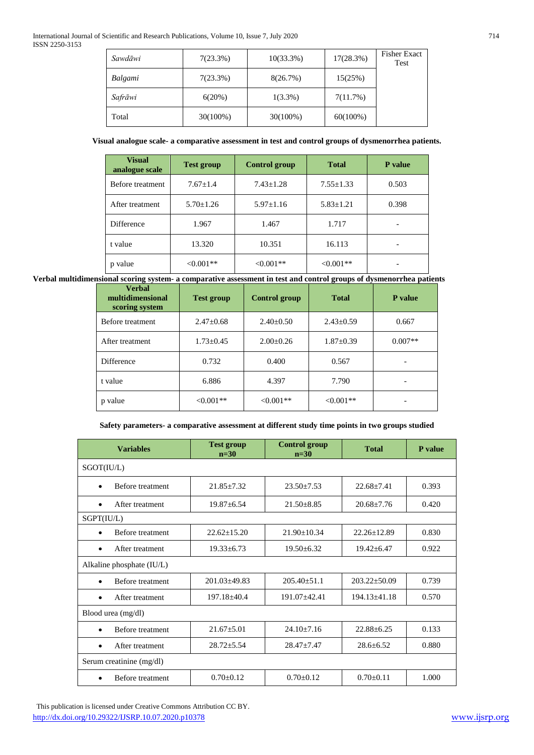| *Sawdāwi* | 7(23.3%) | 10(33.3%) | 17(28.3%) | Fisher Exact Test |
|---|---|---|---|---|
| *Balgami* | 7(23.3%) | 8(26.7%) | 15(25%) | |
| *Safrāwi* | 6(20%) | 1(3.3%) | 7(11.7%) | |
| Total | 30(100%) | 30(100%) | 60(100%) | |

**Visual analogue scale- a comparative assessment in test and control groups of dysmenorrhea patients.**

| Visual analogue scale | Test group | Control group | Total | P value |
|---|---|---|---|---|
| Before treatment | 7.67±1.4 | 7.43±1.28 | 7.55±1.33 | 0.503 |
| After treatment | 5.70±1.26 | 5.97±1.16 | 5.83±1.21 | 0.398 |
| Difference | 1.967 | 1.467 | 1.717 | - |
| t value | 13.320 | 10.351 | 16.113 | - |
| p value | <0.001** | <0.001** | <0.001** | - |

**Verbal multidimensional scoring system- a comparative assessment in test and control groups of dysmenorrhea patients**

| Verbal multidimensional scoring system | Test group | Control group | Total | P value |
|---|---|---|---|---|
| Before treatment | 2.47±0.68 | 2.40±0.50 | 2.43±0.59 | 0.667 |
| After treatment | 1.73±0.45 | 2.00±0.26 | 1.87±0.39 | 0.007** |
| Difference | 0.732 | 0.400 | 0.567 | - |
| t value | 6.886 | 4.397 | 7.790 | - |
| p value | <0.001** | <0.001** | <0.001** | - |

**Safety parameters- a comparative assessment at different study time points in two groups studied**

| Variables | Test group n=30 | Control group n=30 | Total | P value |
|---|---|---|---|---|
| SGOT(IU/L) | | | | |
| • Before treatment | 21.85±7.32 | 23.50±7.53 | 22.68±7.41 | 0.393 |
| • After treatment | 19.87±6.54 | 21.50±8.85 | 20.68±7.76 | 0.420 |
| SGPT(IU/L) | | | | |
| • Before treatment | 22.62±15.20 | 21.90±10.34 | 22.26±12.89 | 0.830 |
| • After treatment | 19.33±6.73 | 19.50±6.32 | 19.42±6.47 | 0.922 |
| Alkaline phosphate (IU/L) | | | | |
| • Before treatment | 201.03±49.83 | 205.40±51.1 | 203.22±50.09 | 0.739 |
| • After treatment | 197.18±40.4 | 191.07±42.41 | 194.13±41.18 | 0.570 |
| Blood urea (mg/dl) | | | | |
| • Before treatment | 21.67±5.01 | 24.10±7.16 | 22.88±6.25 | 0.133 |
| • After treatment | 28.72±5.54 | 28.47±7.47 | 28.6±6.52 | 0.880 |
| Serum creatinine (mg/dl) | | | | |
| • Before treatment | 0.70±0.12 | 0.70±0.12 | 0.70±0.11 | 1.000 |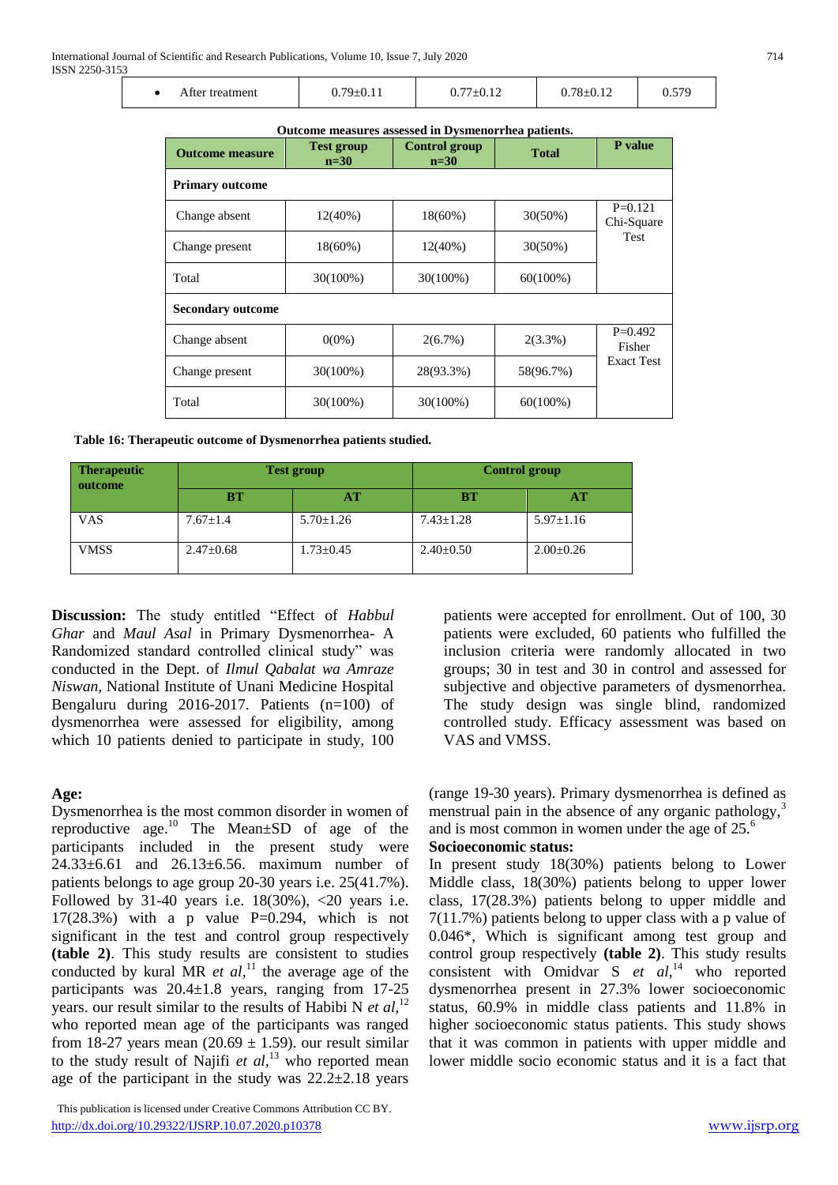| • After treatment | 0.79±0.11 | 0.77±0.12 | 0.78±0.12 | 0.579 |
|---|---|---|---|---|

**Outcome measures assessed in Dysmenorrhea patients.**

| Outcome measure | Test group n=30 | Control group n=30 | Total | P value |
|---|---|---|---|---|
| **Primary outcome** | | | | |
| Change absent | 12(40%) | 18(60%) | 30(50%) | P=0.121 Chi-Square Test |
| Change present | 18(60%) | 12(40%) | 30(50%) | |
| Total | 30(100%) | 30(100%) | 60(100%) | |
| **Secondary outcome** | | | | |
| Change absent | 0(0%) | 2(6.7%) | 2(3.3%) | P=0.492 Fisher Exact Test |
| Change present | 30(100%) | 28(93.3%) | 58(96.7%) | |
| Total | 30(100%) | 30(100%) | 60(100%) | |

**Table 16: Therapeutic outcome of Dysmenorrhea patients studied.**

| Therapeutic outcome | Test group | | Control group | |
|---|---|---|---|---|
| | BT | AT | BT | AT |
| VAS | 7.67±1.4 | 5.70±1.26 | 7.43±1.28 | 5.97±1.16 |
| VMSS | 2.47±0.68 | 1.73±0.45 | 2.40±0.50 | 2.00±0.26 |

**Discussion:** The study entitled "Effect of *Habbul Ghar* and *Maul Asal* in Primary Dysmenorrhea- A Randomized standard controlled clinical study" was conducted in the Dept. of *Ilmul Qabalat wa Amraze Niswan,* National Institute of Unani Medicine Hospital Bengaluru during 2016-2017. Patients (n=100) of dysmenorrhea were assessed for eligibility, among which 10 patients denied to participate in study, 100 patients were accepted for enrollment. Out of 100, 30 patients were excluded, 60 patients who fulfilled the inclusion criteria were randomly allocated in two groups; 30 in test and 30 in control and assessed for subjective and objective parameters of dysmenorrhea. The study design was single blind, randomized controlled study. Efficacy assessment was based on VAS and VMSS.

**Age:**

Dysmenorrhea is the most common disorder in women of reproductive age.[10] The Mean±SD of age of the participants included in the present study were 24.33±6.61 and 26.13±6.56. maximum number of patients belongs to age group 20-30 years i.e. 25(41.7%). Followed by 31-40 years i.e. 18(30%), <20 years i.e. 17(28.3%) with a p value P=0.294, which is not significant in the test and control group respectively **(table 2)**. This study results are consistent to studies conducted by kural MR *et al*,[11] the average age of the participants was 20.4±1.8 years, ranging from 17-25 years. our result similar to the results of Habibi N *et al*,[12] who reported mean age of the participants was ranged from 18-27 years mean (20.69 ± 1.59). our result similar to the study result of Najifi *et al*,[13] who reported mean age of the participant in the study was 22.2±2.18 years (range 19-30 years). Primary dysmenorrhea is defined as menstrual pain in the absence of any organic pathology,[3] and is most common in women under the age of 25.[6]

**Socioeconomic status:**

In present study 18(30%) patients belong to Lower Middle class, 18(30%) patients belong to upper lower class, 17(28.3%) patients belong to upper middle and 7(11.7%) patients belong to upper class with a p value of 0.046*, Which is significant among test group and control group respectively **(table 2)**. This study results consistent with Omidvar S *et al*,[14] who reported dysmenorrhea present in 27.3% lower socioeconomic status, 60.9% in middle class patients and 11.8% in higher socioeconomic status patients. This study shows that it was common in patients with upper middle and lower middle socio economic status and it is a fact that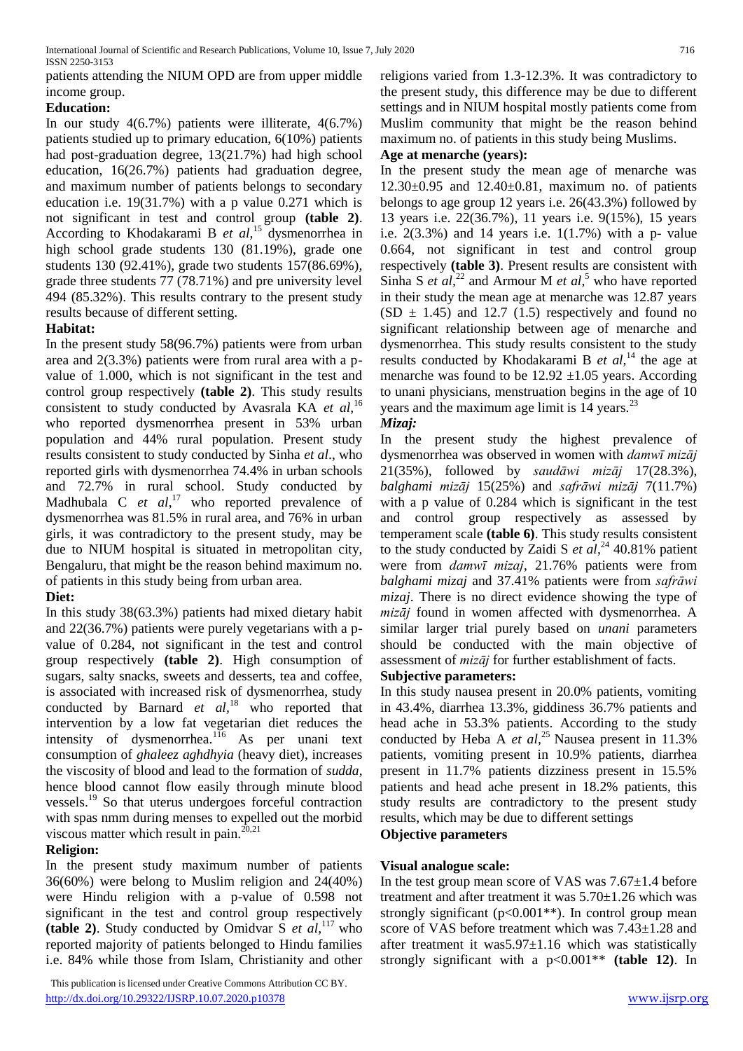patients attending the NIUM OPD are from upper middle income group.

**Education:**

In our study 4(6.7%) patients were illiterate, 4(6.7%) patients studied up to primary education, 6(10%) patients had post-graduation degree, 13(21.7%) had high school education, 16(26.7%) patients had graduation degree, and maximum number of patients belongs to secondary education i.e. 19(31.7%) with a p value 0.271 which is not significant in test and control group **(table 2)**. According to Khodakarami B *et al,*[15] dysmenorrhea in high school grade students 130 (81.19%), grade one students 130 (92.41%), grade two students 157(86.69%), grade three students 77 (78.71%) and pre university level 494 (85.32%). This results contrary to the present study results because of different setting.

**Habitat:**

In the present study 58(96.7%) patients were from urban area and 2(3.3%) patients were from rural area with a p-value of 1.000, which is not significant in the test and control group respectively **(table 2)**. This study results consistent to study conducted by Avasrala KA *et al,*[16] who reported dysmenorrhea present in 53% urban population and 44% rural population. Present study results consistent to study conducted by Sinha *et al*., who reported girls with dysmenorrhea 74.4% in urban schools and 72.7% in rural school. Study conducted by Madhubala C *et al,*[17] who reported prevalence of dysmenorrhea was 81.5% in rural area, and 76% in urban girls, it was contradictory to the present study, may be due to NIUM hospital is situated in metropolitan city, Bengaluru, that might be the reason behind maximum no. of patients in this study being from urban area.

**Diet:**

In this study 38(63.3%) patients had mixed dietary habit and 22(36.7%) patients were purely vegetarians with a p-value of 0.284, not significant in the test and control group respectively **(table 2)**. High consumption of sugars, salty snacks, sweets and desserts, tea and coffee, is associated with increased risk of dysmenorrhea, study conducted by Barnard *et al,*[18] who reported that intervention by a low fat vegetarian diet reduces the intensity of dysmenorrhea.[116] As per unani text consumption of *ghaleez aghdhyia* (heavy diet), increases the viscosity of blood and lead to the formation of *sudda*, hence blood cannot flow easily through minute blood vessels.[19] So that uterus undergoes forceful contraction with spas nmm during menses to expelled out the morbid viscous matter which result in pain.[20,21]

**Religion:**

In the present study maximum number of patients 36(60%) were belong to Muslim religion and 24(40%) were Hindu religion with a p-value of 0.598 not significant in the test and control group respectively **(table 2)**. Study conducted by Omidvar S *et al,*[117] who reported majority of patients belonged to Hindu families i.e. 84% while those from Islam, Christianity and other religions varied from 1.3-12.3%. It was contradictory to the present study, this difference may be due to different settings and in NIUM hospital mostly patients come from Muslim community that might be the reason behind maximum no. of patients in this study being Muslims.

**Age at menarche (years):**

In the present study the mean age of menarche was 12.30±0.95 and 12.40±0.81, maximum no. of patients belongs to age group 12 years i.e. 26(43.3%) followed by 13 years i.e. 22(36.7%), 11 years i.e. 9(15%), 15 years i.e. 2(3.3%) and 14 years i.e. 1(1.7%) with a p- value 0.664, not significant in test and control group respectively **(table 3)**. Present results are consistent with Sinha S *et al,*[22] and Armour M *et al,*[5] who have reported in their study the mean age at menarche was 12.87 years (SD ± 1.45) and 12.7 (1.5) respectively and found no significant relationship between age of menarche and dysmenorrhea. This study results consistent to the study results conducted by Khodakarami B *et al,*[14] the age at menarche was found to be 12.92 ±1.05 years. According to unani physicians, menstruation begins in the age of 10 years and the maximum age limit is 14 years.[23]

***Mizaj:***

In the present study the highest prevalence of dysmenorrhea was observed in women with *damwī mizāj* 21(35%), followed by *saudāwi mizāj* 17(28.3%), *balghami mizāj* 15(25%) and *safrāwi mizāj* 7(11.7%) with a p value of 0.284 which is significant in the test and control group respectively as assessed by temperament scale **(table 6)**. This study results consistent to the study conducted by Zaidi S *et al,*[24] 40.81% patient were from *damwī mizaj*, 21.76% patients were from *balghami mizaj* and 37.41% patients were from *safrāwi mizaj*. There is no direct evidence showing the type of *mizāj* found in women affected with dysmenorrhea. A similar larger trial purely based on *unani* parameters should be conducted with the main objective of assessment of *mizāj* for further establishment of facts.

**Subjective parameters:**

In this study nausea present in 20.0% patients, vomiting in 43.4%, diarrhea 13.3%, giddiness 36.7% patients and head ache in 53.3% patients. According to the study conducted by Heba A *et al,*[25] Nausea present in 11.3% patients, vomiting present in 10.9% patients, diarrhea present in 11.7% patients dizziness present in 15.5% patients and head ache present in 18.2% patients, this study results are contradictory to the present study results, which may be due to different settings

**Objective parameters**

**Visual analogue scale:**

In the test group mean score of VAS was 7.67±1.4 before treatment and after treatment it was 5.70±1.26 which was strongly significant ($p<0.001$**). In control group mean score of VAS before treatment which was 7.43±1.28 and after treatment it was5.97±1.16 which was statistically strongly significant with a $p<0.001$** **(table 12)**. In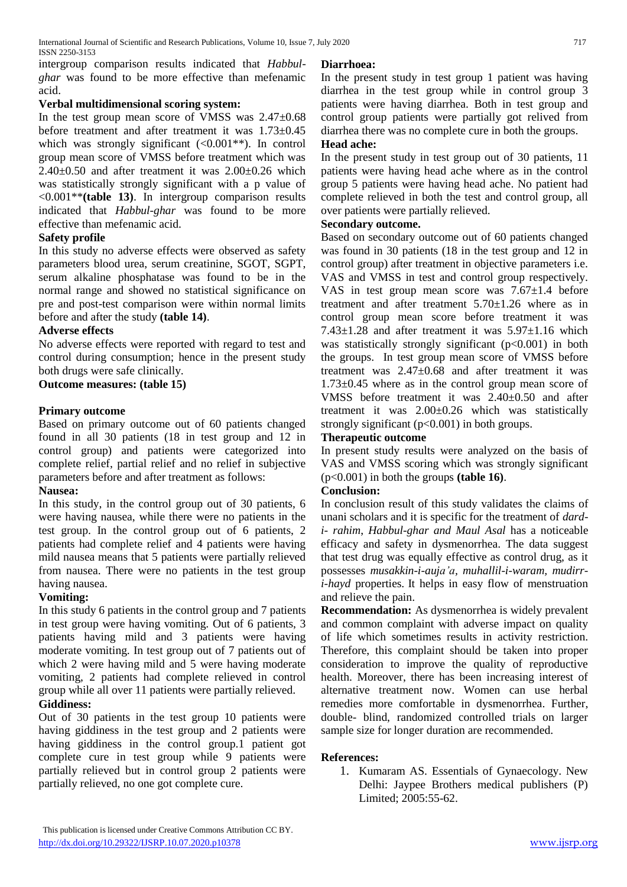intergroup comparison results indicated that *Habbul-ghar* was found to be more effective than mefenamic acid.

**Verbal multidimensional scoring system:**

In the test group mean score of VMSS was 2.47±0.68 before treatment and after treatment it was 1.73±0.45 which was strongly significant (<0.001**). In control group mean score of VMSS before treatment which was 2.40±0.50 and after treatment it was 2.00±0.26 which was statistically strongly significant with a p value of <0.001** **(table 13)**. In intergroup comparison results indicated that *Habbul-ghar* was found to be more effective than mefenamic acid.

**Safety profile**

In this study no adverse effects were observed as safety parameters blood urea, serum creatinine, SGOT, SGPT, serum alkaline phosphatase was found to be in the normal range and showed no statistical significance on pre and post-test comparison were within normal limits before and after the study **(table 14)**.

**Adverse effects**

No adverse effects were reported with regard to test and control during consumption; hence in the present study both drugs were safe clinically.

**Outcome measures: (table 15)**

**Primary outcome**

Based on primary outcome out of 60 patients changed found in all 30 patients (18 in test group and 12 in control group) and patients were categorized into complete relief, partial relief and no relief in subjective parameters before and after treatment as follows:

**Nausea:**

In this study, in the control group out of 30 patients, 6 were having nausea, while there were no patients in the test group. In the control group out of 6 patients, 2 patients had complete relief and 4 patients were having mild nausea means that 5 patients were partially relieved from nausea. There were no patients in the test group having nausea.

**Vomiting:**

In this study 6 patients in the control group and 7 patients in test group were having vomiting. Out of 6 patients, 3 patients having mild and 3 patients were having moderate vomiting. In test group out of 7 patients out of which 2 were having mild and 5 were having moderate vomiting, 2 patients had complete relieved in control group while all over 11 patients were partially relieved.

**Giddiness:**

Out of 30 patients in the test group 10 patients were having giddiness in the test group and 2 patients were having giddiness in the control group.1 patient got complete cure in test group while 9 patients were partially relieved but in control group 2 patients were partially relieved, no one got complete cure.

**Diarrhoea:**

In the present study in test group 1 patient was having diarrhea in the test group while in control group 3 patients were having diarrhea. Both in test group and control group patients were partially got relived from diarrhea there was no complete cure in both the groups.

**Head ache:**

In the present study in test group out of 30 patients, 11 patients were having head ache where as in the control group 5 patients were having head ache. No patient had complete relieved in both the test and control group, all over patients were partially relieved.

**Secondary outcome.**

Based on secondary outcome out of 60 patients changed was found in 30 patients (18 in the test group and 12 in control group) after treatment in objective parameters i.e. VAS and VMSS in test and control group respectively. VAS in test group mean score was 7.67±1.4 before treatment and after treatment 5.70±1.26 where as in control group mean score before treatment it was 7.43±1.28 and after treatment it was 5.97±1.16 which was statistically strongly significant ($p<0.001$) in both the groups. In test group mean score of VMSS before treatment was 2.47±0.68 and after treatment it was 1.73±0.45 where as in the control group mean score of VMSS before treatment it was 2.40±0.50 and after treatment it was 2.00±0.26 which was statistically strongly significant ($p<0.001$) in both groups.

**Therapeutic outcome**

In present study results were analyzed on the basis of VAS and VMSS scoring which was strongly significant ($p<0.001$) in both the groups **(table 16)**.

**Conclusion:**

In conclusion result of this study validates the claims of unani scholars and it is specific for the treatment of *dard-i- rahim*, *Habbul-ghar and Maul Asal* has a noticeable efficacy and safety in dysmenorrhea. The data suggest that test drug was equally effective as control drug, as it possesses *musakkin-i-auja'a, muhallil-i-waram, mudirr-i-hayd* properties. It helps in easy flow of menstruation and relieve the pain.

**Recommendation:** As dysmenorrhea is widely prevalent and common complaint with adverse impact on quality of life which sometimes results in activity restriction. Therefore, this complaint should be taken into proper consideration to improve the quality of reproductive health. Moreover, there has been increasing interest of alternative treatment now. Women can use herbal remedies more comfortable in dysmenorrhea. Further, double- blind, randomized controlled trials on larger sample size for longer duration are recommended.

**References:**

1. Kumaram AS. Essentials of Gynaecology. New Delhi: Jaypee Brothers medical publishers (P) Limited; 2005:55-62.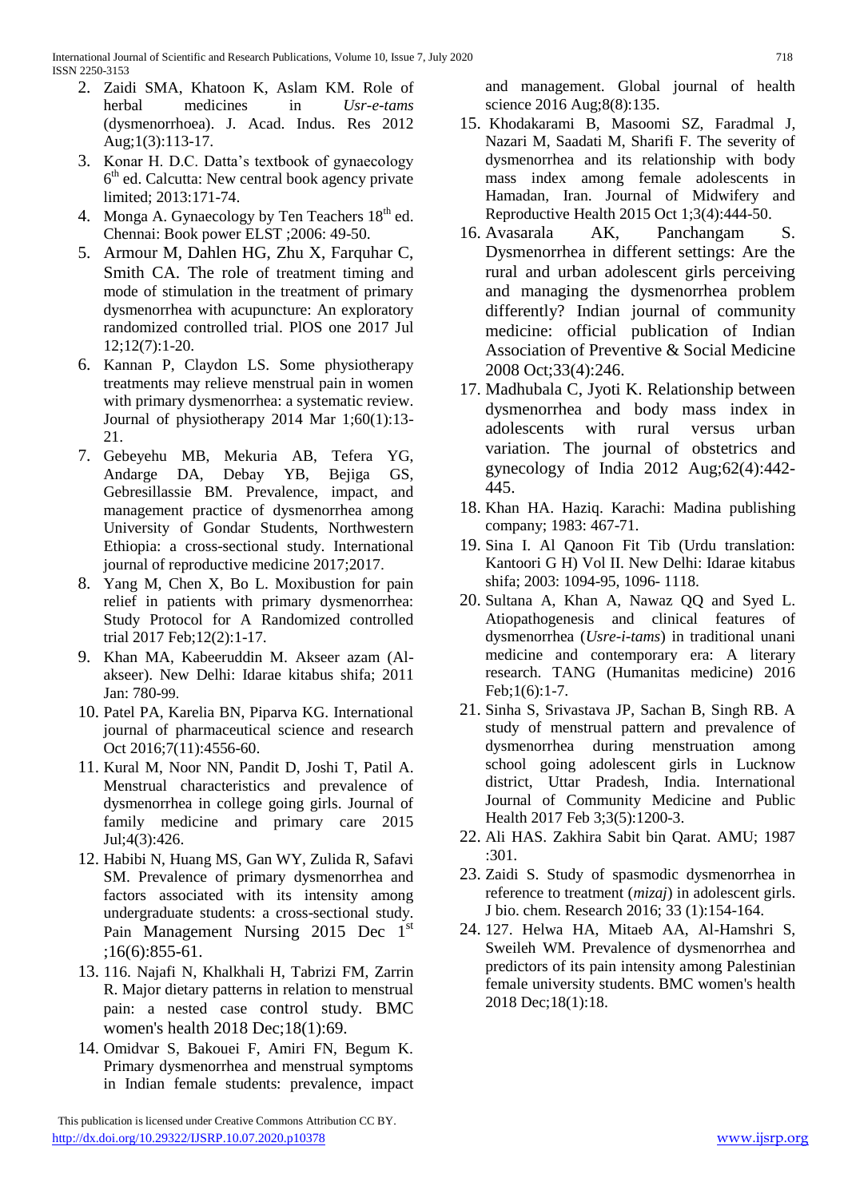2. Zaidi SMA, Khatoon K, Aslam KM. Role of herbal medicines in *Usr-e-tams* (dysmenorrhoea). J. Acad. Indus. Res 2012 Aug;1(3):113-17.
3. Konar H. D.C. Datta's textbook of gynaecology 6th ed. Calcutta: New central book agency private limited; 2013:171-74.
4. Monga A. Gynaecology by Ten Teachers 18th ed. Chennai: Book power ELST ;2006: 49-50.
5. Armour M, Dahlen HG, Zhu X, Farquhar C, Smith CA. The role of treatment timing and mode of stimulation in the treatment of primary dysmenorrhea with acupuncture: An exploratory randomized controlled trial. PlOS one 2017 Jul 12;12(7):1-20.
6. Kannan P, Claydon LS. Some physiotherapy treatments may relieve menstrual pain in women with primary dysmenorrhea: a systematic review. Journal of physiotherapy 2014 Mar 1;60(1):13-21.
7. Gebeyehu MB, Mekuria AB, Tefera YG, Andarge DA, Debay YB, Bejiga GS, Gebresillassie BM. Prevalence, impact, and management practice of dysmenorrhea among University of Gondar Students, Northwestern Ethiopia: a cross-sectional study. International journal of reproductive medicine 2017;2017.
8. Yang M, Chen X, Bo L. Moxibustion for pain relief in patients with primary dysmenorrhea: Study Protocol for A Randomized controlled trial 2017 Feb;12(2):1-17.
9. Khan MA, Kabeeruddin M. Akseer azam (Al-akseer). New Delhi: Idarae kitabus shifa; 2011 Jan: 780-99.
10. Patel PA, Karelia BN, Piparva KG. International journal of pharmaceutical science and research Oct 2016;7(11):4556-60.
11. Kural M, Noor NN, Pandit D, Joshi T, Patil A. Menstrual characteristics and prevalence of dysmenorrhea in college going girls. Journal of family medicine and primary care 2015 Jul;4(3):426.
12. Habibi N, Huang MS, Gan WY, Zulida R, Safavi SM. Prevalence of primary dysmenorrhea and factors associated with its intensity among undergraduate students: a cross-sectional study. Pain Management Nursing 2015 Dec 1st ;16(6):855-61.
13. 116. Najafi N, Khalkhali H, Tabrizi FM, Zarrin R. Major dietary patterns in relation to menstrual pain: a nested case control study. BMC women's health 2018 Dec;18(1):69.
14. Omidvar S, Bakouei F, Amiri FN, Begum K. Primary dysmenorrhea and menstrual symptoms in Indian female students: prevalence, impact and management. Global journal of health science 2016 Aug;8(8):135.
15. Khodakarami B, Masoomi SZ, Faradmal J, Nazari M, Saadati M, Sharifi F. The severity of dysmenorrhea and its relationship with body mass index among female adolescents in Hamadan, Iran. Journal of Midwifery and Reproductive Health 2015 Oct 1;3(4):444-50.
16. Avasarala AK, Panchangam S. Dysmenorrhea in different settings: Are the rural and urban adolescent girls perceiving and managing the dysmenorrhea problem differently? Indian journal of community medicine: official publication of Indian Association of Preventive & Social Medicine 2008 Oct;33(4):246.
17. Madhubala C, Jyoti K. Relationship between dysmenorrhea and body mass index in adolescents with rural versus urban variation. The journal of obstetrics and gynecology of India 2012 Aug;62(4):442-445.
18. Khan HA. Haziq. Karachi: Madina publishing company; 1983: 467-71.
19. Sina I. Al Qanoon Fit Tib (Urdu translation: Kantoori G H) Vol II. New Delhi: Idarae kitabus shifa; 2003: 1094-95, 1096- 1118.
20. Sultana A, Khan A, Nawaz QQ and Syed L. Atiopathogenesis and clinical features of dysmenorrhea (*Usre-i-tams*) in traditional unani medicine and contemporary era: A literary research. TANG (Humanitas medicine) 2016 Feb;1(6):1-7.
21. Sinha S, Srivastava JP, Sachan B, Singh RB. A study of menstrual pattern and prevalence of dysmenorrhea during menstruation among school going adolescent girls in Lucknow district, Uttar Pradesh, India. International Journal of Community Medicine and Public Health 2017 Feb 3;3(5):1200-3.
22. Ali HAS. Zakhira Sabit bin Qarat. AMU; 1987 :301.
23. Zaidi S. Study of spasmodic dysmenorrhea in reference to treatment (*mizaj*) in adolescent girls. J bio. chem. Research 2016; 33 (1):154-164.
24. 127. Helwa HA, Mitaeb AA, Al-Hamshri S, Sweileh WM. Prevalence of dysmenorrhea and predictors of its pain intensity among Palestinian female university students. BMC women's health 2018 Dec;18(1):18.

This publication is licensed under Creative Commons Attribution CC BY.
http://dx.doi.org/10.29322/IJSRP.10.07.2020.p10378 www.ijsrp.org